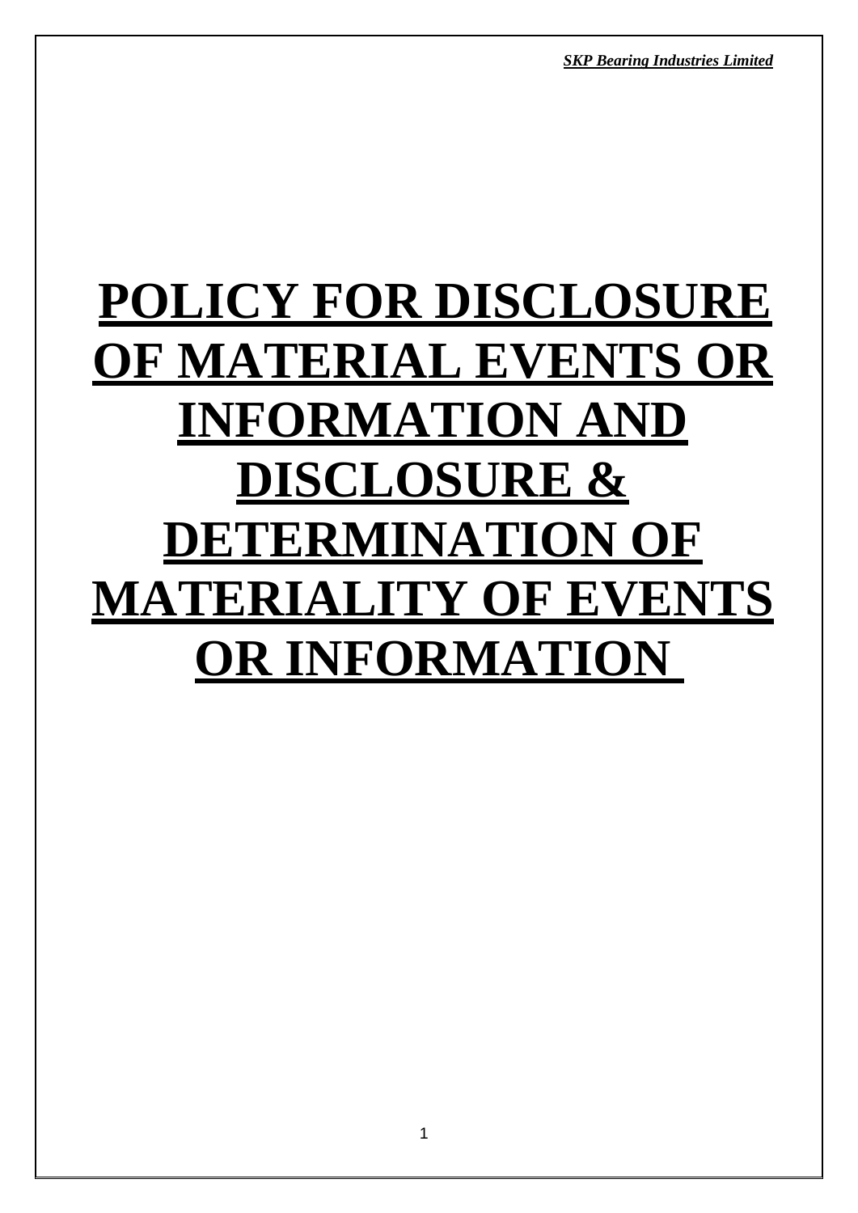# POLICY FOR DISCLOSURE OF MATERIAL EVENTS OR INFORMATION AND DISCLOSURE & DETERMINATION OF MATERIALITY OF EVENTS OR INFORMATION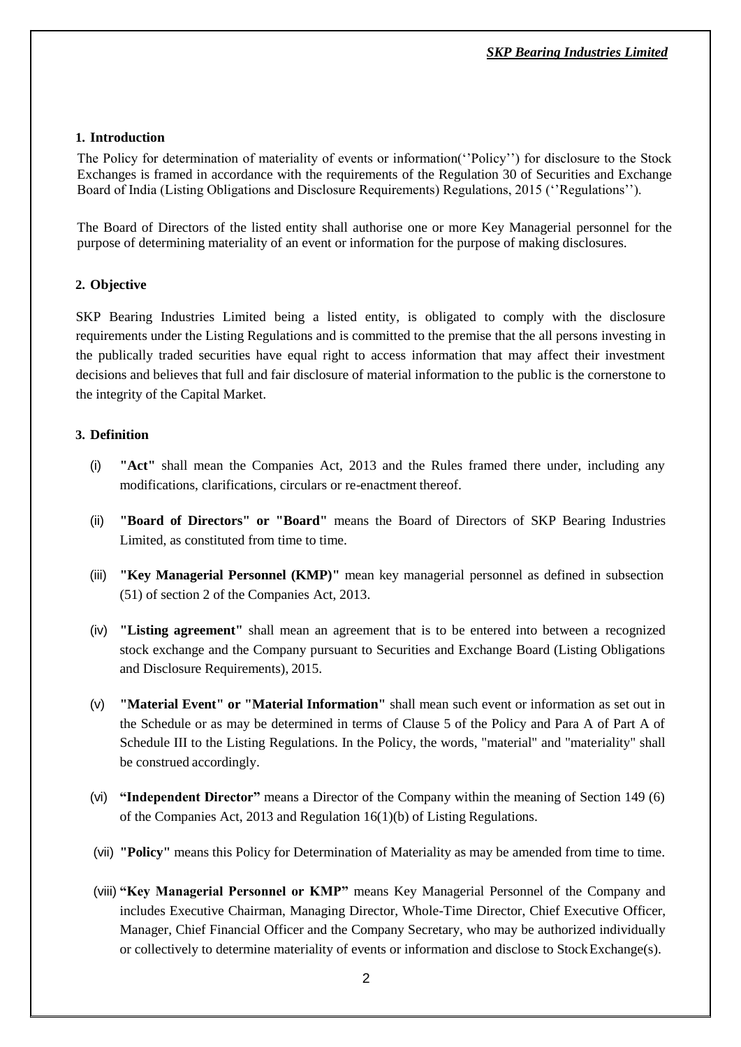## 1. Introduction

The Policy for determination of materiality of events or information(''Policy'') for disclosure to the Stock Exchanges is framed in accordance with the requirements of the Regulation 30 of Securities and Exchange Board of India (Listing Obligations and Disclosure Requirements) Regulations, 2015 (''Regulations'').

The Board of Directors of the listed entity shall authorise one or more Key Managerial personnel for the purpose of determining materiality of an event or information for the purpose of making disclosures.

## 2. Objective

SKP Bearing Industries Limited being a listed entity, is obligated to comply with the disclosure requirements under the Listing Regulations and is committed to the premise that the all persons investing in the publically traded securities have equal right to access information that may affect their investment decisions and believes that full and fair disclosure of material information to the public is the cornerstone to the integrity of the Capital Market.

## 3. Definition

(i) **"Act"** shall mean the Companies Act, 2013 and the Rules framed there under, including any modifications, clarifications, circulars or re-enactment thereof.

(ii) **"Board of Directors" or "Board"** means the Board of Directors of SKP Bearing Industries Limited, as constituted from time to time.

(iii) **"Key Managerial Personnel (KMP)"** mean key managerial personnel as defined in subsection (51) of section 2 of the Companies Act, 2013.

(iv) **"Listing agreement"** shall mean an agreement that is to be entered into between a recognized stock exchange and the Company pursuant to Securities and Exchange Board (Listing Obligations and Disclosure Requirements), 2015.

(v) **"Material Event" or "Material Information"** shall mean such event or information as set out in the Schedule or as may be determined in terms of Clause 5 of the Policy and Para A of Part A of Schedule III to the Listing Regulations. In the Policy, the words, "material" and "materiality" shall be construed accordingly.

(vi) **"Independent Director"** means a Director of the Company within the meaning of Section 149 (6) of the Companies Act, 2013 and Regulation 16(1)(b) of Listing Regulations.

(vii) **"Policy"** means this Policy for Determination of Materiality as may be amended from time to time.

(viii) **"Key Managerial Personnel or KMP"** means Key Managerial Personnel of the Company and includes Executive Chairman, Managing Director, Whole-Time Director, Chief Executive Officer, Manager, Chief Financial Officer and the Company Secretary, who may be authorized individually or collectively to determine materiality of events or information and disclose to Stock Exchange(s).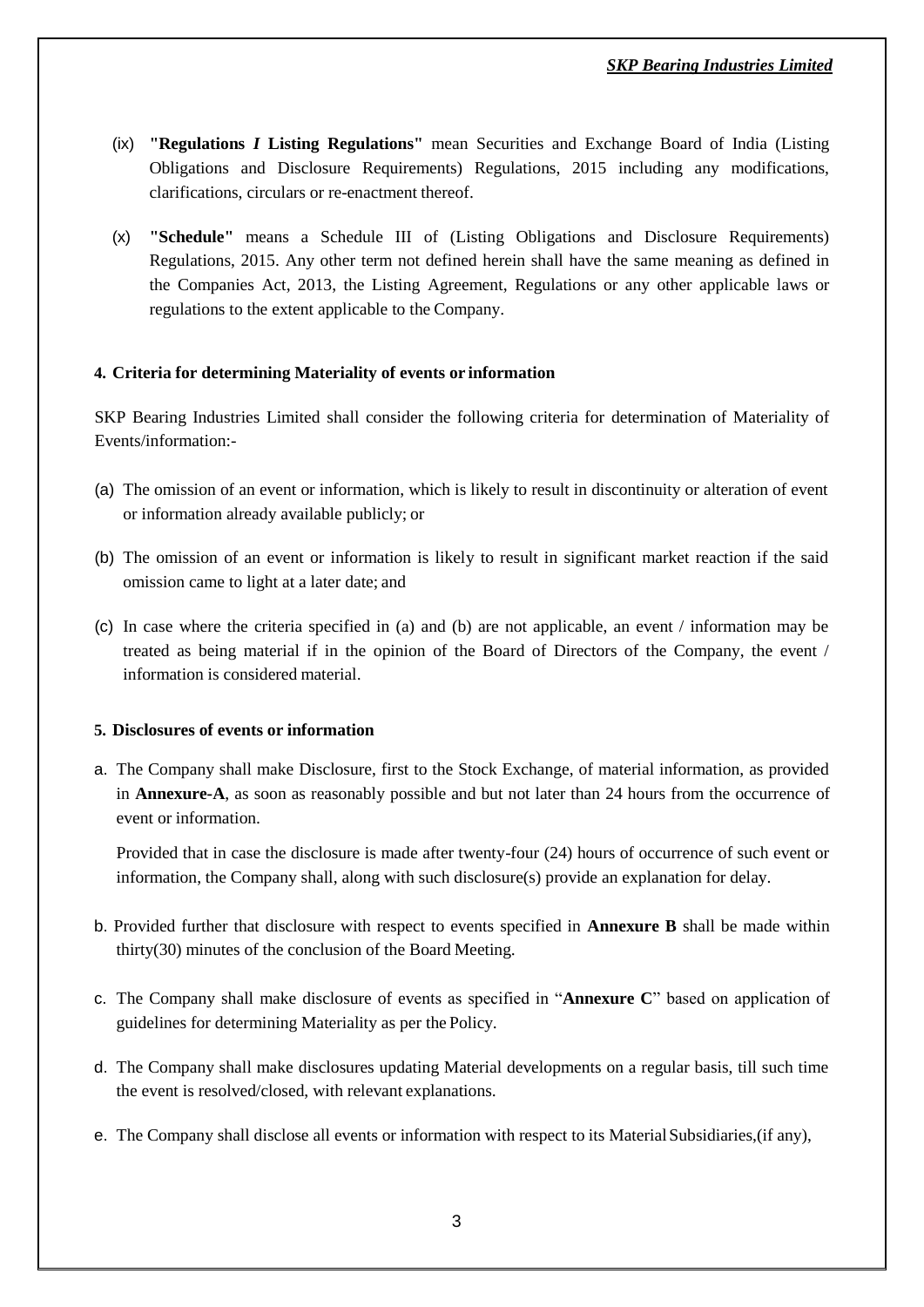(ix) **"Regulations *I* Listing Regulations"** mean Securities and Exchange Board of India (Listing Obligations and Disclosure Requirements) Regulations, 2015 including any modifications, clarifications, circulars or re-enactment thereof.

(x) **"Schedule"** means a Schedule III of (Listing Obligations and Disclosure Requirements) Regulations, 2015. Any other term not defined herein shall have the same meaning as defined in the Companies Act, 2013, the Listing Agreement, Regulations or any other applicable laws or regulations to the extent applicable to the Company.

#### 4. Criteria for determining Materiality of events or information

SKP Bearing Industries Limited shall consider the following criteria for determination of Materiality of Events/information:-

(a) The omission of an event or information, which is likely to result in discontinuity or alteration of event or information already available publicly; or

(b) The omission of an event or information is likely to result in significant market reaction if the said omission came to light at a later date; and

(c) In case where the criteria specified in (a) and (b) are not applicable, an event / information may be treated as being material if in the opinion of the Board of Directors of the Company, the event / information is considered material.

#### 5. Disclosures of events or information

a. The Company shall make Disclosure, first to the Stock Exchange, of material information, as provided in **Annexure-A**, as soon as reasonably possible and but not later than 24 hours from the occurrence of event or information.

   Provided that in case the disclosure is made after twenty-four (24) hours of occurrence of such event or information, the Company shall, along with such disclosure(s) provide an explanation for delay.

b. Provided further that disclosure with respect to events specified in **Annexure B** shall be made within thirty(30) minutes of the conclusion of the Board Meeting.

c. The Company shall make disclosure of events as specified in "**Annexure C**" based on application of guidelines for determining Materiality as per the Policy.

d. The Company shall make disclosures updating Material developments on a regular basis, till such time the event is resolved/closed, with relevant explanations.

e. The Company shall disclose all events or information with respect to its Material Subsidiaries,(if any),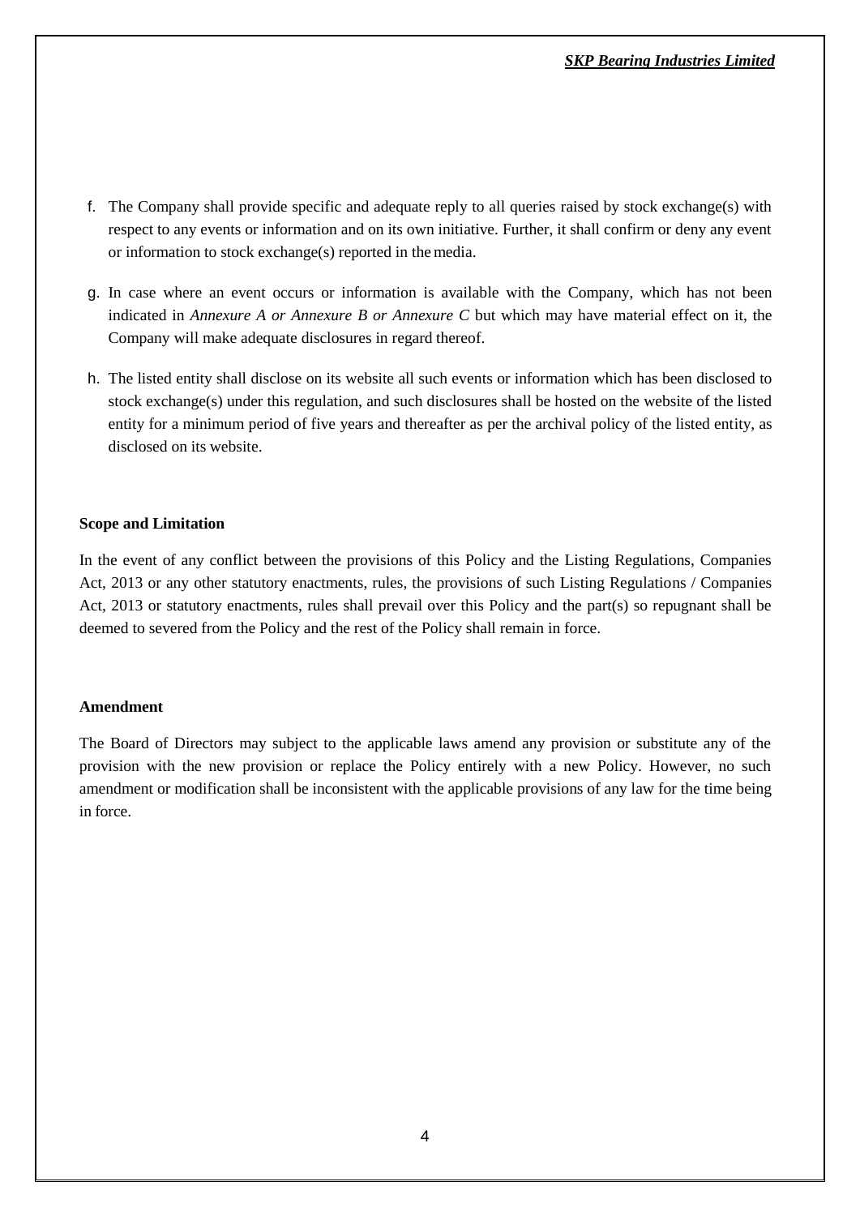f. The Company shall provide specific and adequate reply to all queries raised by stock exchange(s) with respect to any events or information and on its own initiative. Further, it shall confirm or deny any event or information to stock exchange(s) reported in the media.

g. In case where an event occurs or information is available with the Company, which has not been indicated in *Annexure A or Annexure B or Annexure C* but which may have material effect on it, the Company will make adequate disclosures in regard thereof.

h. The listed entity shall disclose on its website all such events or information which has been disclosed to stock exchange(s) under this regulation, and such disclosures shall be hosted on the website of the listed entity for a minimum period of five years and thereafter as per the archival policy of the listed entity, as disclosed on its website.

**Scope and Limitation**

In the event of any conflict between the provisions of this Policy and the Listing Regulations, Companies Act, 2013 or any other statutory enactments, rules, the provisions of such Listing Regulations / Companies Act, 2013 or statutory enactments, rules shall prevail over this Policy and the part(s) so repugnant shall be deemed to severed from the Policy and the rest of the Policy shall remain in force.

**Amendment**

The Board of Directors may subject to the applicable laws amend any provision or substitute any of the provision with the new provision or replace the Policy entirely with a new Policy. However, no such amendment or modification shall be inconsistent with the applicable provisions of any law for the time being in force.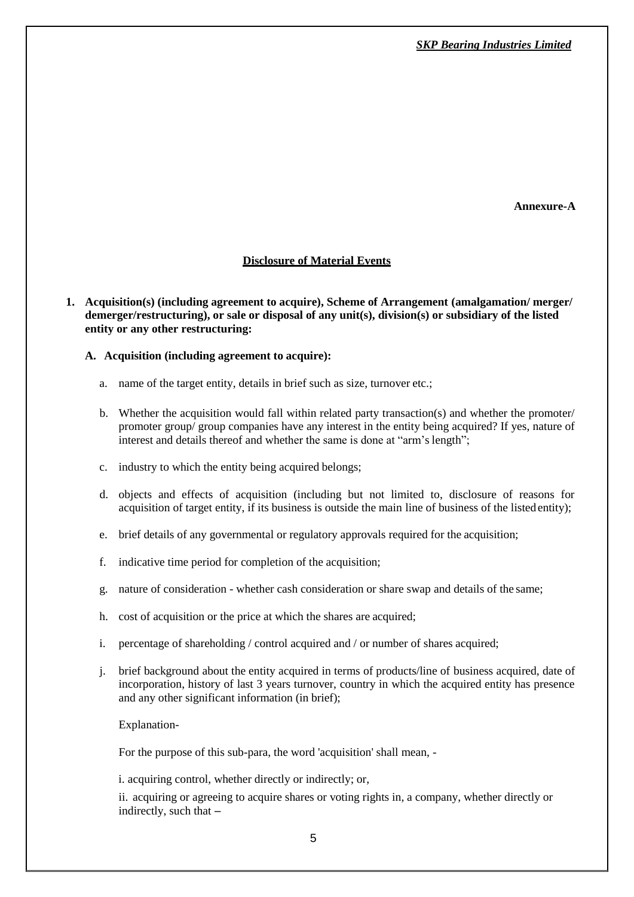**Annexure-A**

## Disclosure of Material Events

**1. Acquisition(s) (including agreement to acquire), Scheme of Arrangement (amalgamation/ merger/ demerger/restructuring), or sale or disposal of any unit(s), division(s) or subsidiary of the listed entity or any other restructuring:**

**A. Acquisition (including agreement to acquire):**

a. name of the target entity, details in brief such as size, turnover etc.;

b. Whether the acquisition would fall within related party transaction(s) and whether the promoter/ promoter group/ group companies have any interest in the entity being acquired? If yes, nature of interest and details thereof and whether the same is done at "arm's length";

c. industry to which the entity being acquired belongs;

d. objects and effects of acquisition (including but not limited to, disclosure of reasons for acquisition of target entity, if its business is outside the main line of business of the listed entity);

e. brief details of any governmental or regulatory approvals required for the acquisition;

f. indicative time period for completion of the acquisition;

g. nature of consideration - whether cash consideration or share swap and details of the same;

h. cost of acquisition or the price at which the shares are acquired;

i. percentage of shareholding / control acquired and / or number of shares acquired;

j. brief background about the entity acquired in terms of products/line of business acquired, date of incorporation, history of last 3 years turnover, country in which the acquired entity has presence and any other significant information (in brief);

Explanation-

For the purpose of this sub-para, the word 'acquisition' shall mean, -

i. acquiring control, whether directly or indirectly; or,

ii. acquiring or agreeing to acquire shares or voting rights in, a company, whether directly or indirectly, such that –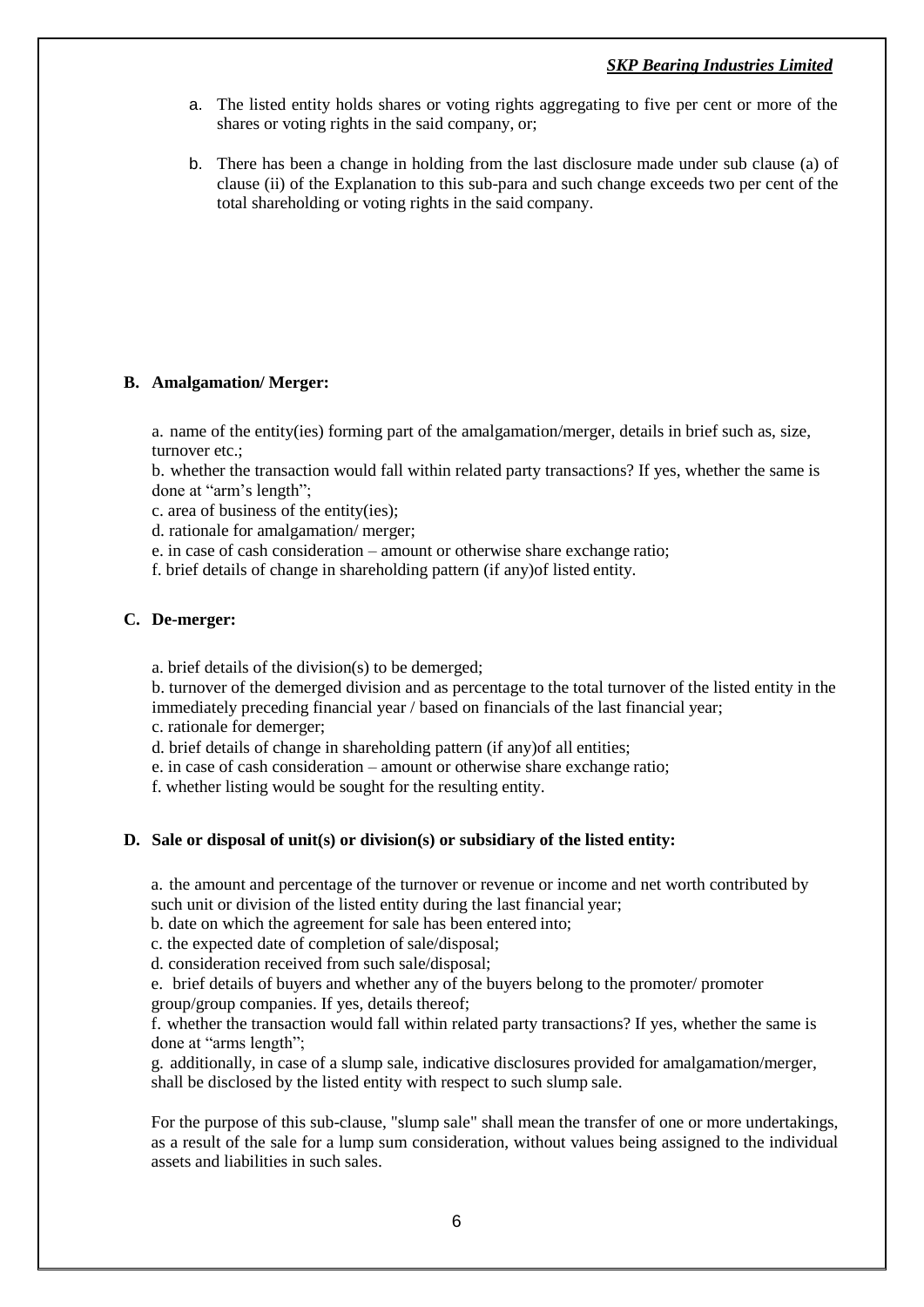a. The listed entity holds shares or voting rights aggregating to five per cent or more of the shares or voting rights in the said company, or;

b. There has been a change in holding from the last disclosure made under sub clause (a) of clause (ii) of the Explanation to this sub-para and such change exceeds two per cent of the total shareholding or voting rights in the said company.

**B. Amalgamation/ Merger:**

a. name of the entity(ies) forming part of the amalgamation/merger, details in brief such as, size, turnover etc.;

b. whether the transaction would fall within related party transactions? If yes, whether the same is done at "arm's length";

c. area of business of the entity(ies);

d. rationale for amalgamation/ merger;

e. in case of cash consideration – amount or otherwise share exchange ratio;

f. brief details of change in shareholding pattern (if any)of listed entity.

**C. De-merger:**

a. brief details of the division(s) to be demerged;

b. turnover of the demerged division and as percentage to the total turnover of the listed entity in the immediately preceding financial year / based on financials of the last financial year;

c. rationale for demerger;

d. brief details of change in shareholding pattern (if any)of all entities;

e. in case of cash consideration – amount or otherwise share exchange ratio;

f. whether listing would be sought for the resulting entity.

**D. Sale or disposal of unit(s) or division(s) or subsidiary of the listed entity:**

a. the amount and percentage of the turnover or revenue or income and net worth contributed by such unit or division of the listed entity during the last financial year;

b. date on which the agreement for sale has been entered into;

c. the expected date of completion of sale/disposal;

d. consideration received from such sale/disposal;

e. brief details of buyers and whether any of the buyers belong to the promoter/ promoter group/group companies. If yes, details thereof;

f. whether the transaction would fall within related party transactions? If yes, whether the same is done at "arms length";

g. additionally, in case of a slump sale, indicative disclosures provided for amalgamation/merger, shall be disclosed by the listed entity with respect to such slump sale.

For the purpose of this sub-clause, "slump sale" shall mean the transfer of one or more undertakings, as a result of the sale for a lump sum consideration, without values being assigned to the individual assets and liabilities in such sales.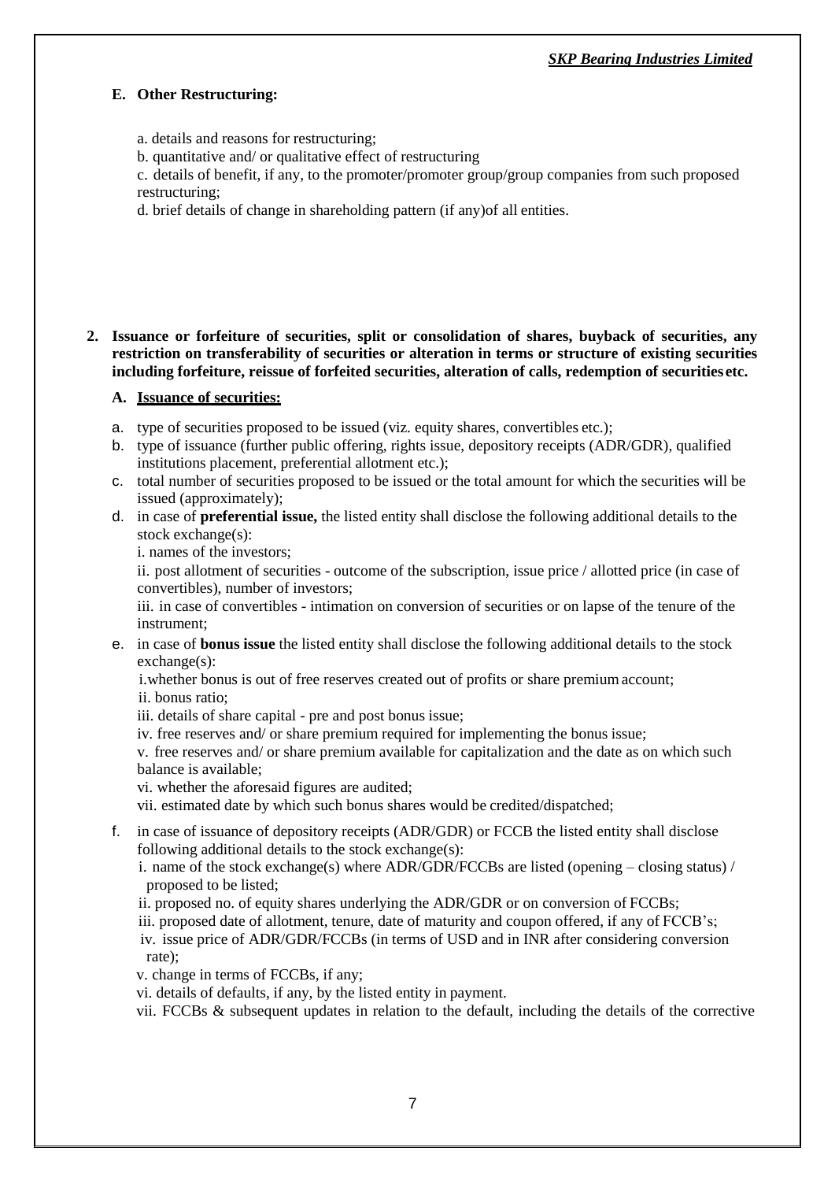### E. Other Restructuring:

a. details and reasons for restructuring;

b. quantitative and/ or qualitative effect of restructuring

c. details of benefit, if any, to the promoter/promoter group/group companies from such proposed restructuring;

d. brief details of change in shareholding pattern (if any)of all entities.

**2. Issuance or forfeiture of securities, split or consolidation of shares, buyback of securities, any restriction on transferability of securities or alteration in terms or structure of existing securities including forfeiture, reissue of forfeited securities, alteration of calls, redemption of securities etc.**

### A. Issuance of securities:

a. type of securities proposed to be issued (viz. equity shares, convertibles etc.);

b. type of issuance (further public offering, rights issue, depository receipts (ADR/GDR), qualified institutions placement, preferential allotment etc.);

c. total number of securities proposed to be issued or the total amount for which the securities will be issued (approximately);

d. in case of **preferential issue,** the listed entity shall disclose the following additional details to the stock exchange(s):

i. names of the investors;

ii. post allotment of securities - outcome of the subscription, issue price / allotted price (in case of convertibles), number of investors;

iii. in case of convertibles - intimation on conversion of securities or on lapse of the tenure of the instrument;

e. in case of **bonus issue** the listed entity shall disclose the following additional details to the stock exchange(s):

i. whether bonus is out of free reserves created out of profits or share premium account;

ii. bonus ratio;

iii. details of share capital - pre and post bonus issue;

iv. free reserves and/ or share premium required for implementing the bonus issue;

v. free reserves and/ or share premium available for capitalization and the date as on which such balance is available;

vi. whether the aforesaid figures are audited;

vii. estimated date by which such bonus shares would be credited/dispatched;

f. in case of issuance of depository receipts (ADR/GDR) or FCCB the listed entity shall disclose following additional details to the stock exchange(s):

i. name of the stock exchange(s) where ADR/GDR/FCCBs are listed (opening – closing status) / proposed to be listed;

ii. proposed no. of equity shares underlying the ADR/GDR or on conversion of FCCBs;

iii. proposed date of allotment, tenure, date of maturity and coupon offered, if any of FCCB's;

iv. issue price of ADR/GDR/FCCBs (in terms of USD and in INR after considering conversion rate);

v. change in terms of FCCBs, if any;

vi. details of defaults, if any, by the listed entity in payment.

vii. FCCBs & subsequent updates in relation to the default, including the details of the corrective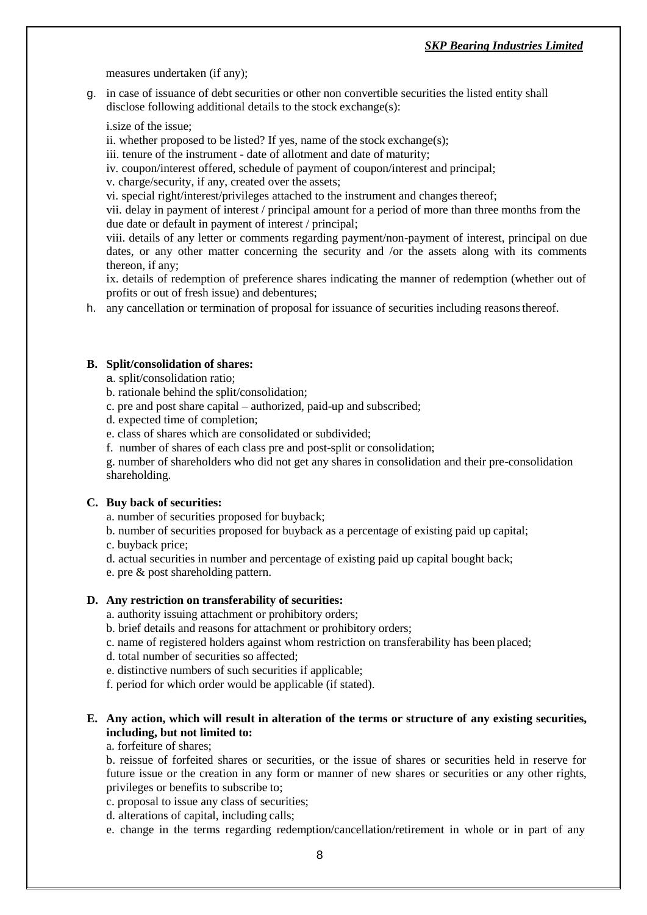measures undertaken (if any);

g. in case of issuance of debt securities or other non convertible securities the listed entity shall disclose following additional details to the stock exchange(s):

i.size of the issue;
ii. whether proposed to be listed? If yes, name of the stock exchange(s);
iii. tenure of the instrument - date of allotment and date of maturity;
iv. coupon/interest offered, schedule of payment of coupon/interest and principal;
v. charge/security, if any, created over the assets;
vi. special right/interest/privileges attached to the instrument and changes thereof;
vii. delay in payment of interest / principal amount for a period of more than three months from the due date or default in payment of interest / principal;
viii. details of any letter or comments regarding payment/non-payment of interest, principal on due dates, or any other matter concerning the security and /or the assets along with its comments thereon, if any;
ix. details of redemption of preference shares indicating the manner of redemption (whether out of profits or out of fresh issue) and debentures;

h. any cancellation or termination of proposal for issuance of securities including reasons thereof.

**B. Split/consolidation of shares:**

a. split/consolidation ratio;
b. rationale behind the split/consolidation;
c. pre and post share capital – authorized, paid-up and subscribed;
d. expected time of completion;
e. class of shares which are consolidated or subdivided;
f. number of shares of each class pre and post-split or consolidation;
g. number of shareholders who did not get any shares in consolidation and their pre-consolidation shareholding.

**C. Buy back of securities:**

a. number of securities proposed for buyback;
b. number of securities proposed for buyback as a percentage of existing paid up capital;
c. buyback price;
d. actual securities in number and percentage of existing paid up capital bought back;
e. pre & post shareholding pattern.

**D. Any restriction on transferability of securities:**

a. authority issuing attachment or prohibitory orders;
b. brief details and reasons for attachment or prohibitory orders;
c. name of registered holders against whom restriction on transferability has been placed;
d. total number of securities so affected;
e. distinctive numbers of such securities if applicable;
f. period for which order would be applicable (if stated).

**E. Any action, which will result in alteration of the terms or structure of any existing securities, including, but not limited to:**

a. forfeiture of shares;
b. reissue of forfeited shares or securities, or the issue of shares or securities held in reserve for future issue or the creation in any form or manner of new shares or securities or any other rights, privileges or benefits to subscribe to;
c. proposal to issue any class of securities;
d. alterations of capital, including calls;
e. change in the terms regarding redemption/cancellation/retirement in whole or in part of any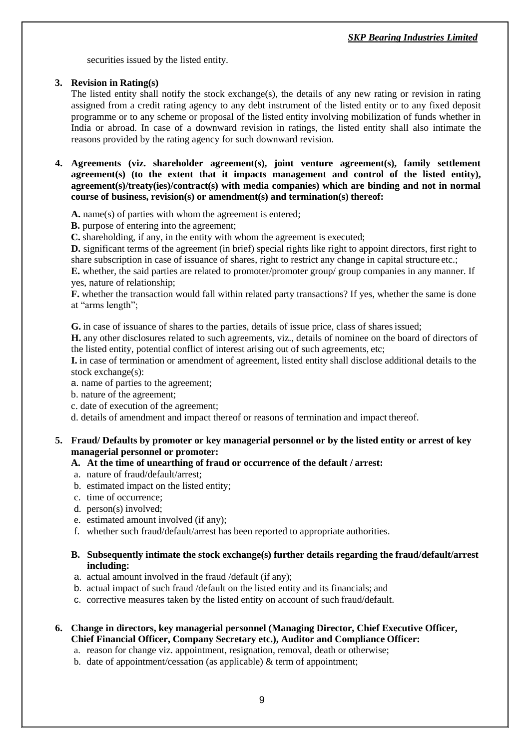securities issued by the listed entity.

**3. Revision in Rating(s)**

The listed entity shall notify the stock exchange(s), the details of any new rating or revision in rating assigned from a credit rating agency to any debt instrument of the listed entity or to any fixed deposit programme or to any scheme or proposal of the listed entity involving mobilization of funds whether in India or abroad. In case of a downward revision in ratings, the listed entity shall also intimate the reasons provided by the rating agency for such downward revision.

**4. Agreements (viz. shareholder agreement(s), joint venture agreement(s), family settlement agreement(s) (to the extent that it impacts management and control of the listed entity), agreement(s)/treaty(ies)/contract(s) with media companies) which are binding and not in normal course of business, revision(s) or amendment(s) and termination(s) thereof:**

**A.** name(s) of parties with whom the agreement is entered;

**B.** purpose of entering into the agreement;

**C.** shareholding, if any, in the entity with whom the agreement is executed;

**D.** significant terms of the agreement (in brief) special rights like right to appoint directors, first right to share subscription in case of issuance of shares, right to restrict any change in capital structure etc.;

**E.** whether, the said parties are related to promoter/promoter group/ group companies in any manner. If yes, nature of relationship;

**F.** whether the transaction would fall within related party transactions? If yes, whether the same is done at "arms length";

**G.** in case of issuance of shares to the parties, details of issue price, class of shares issued;

**H.** any other disclosures related to such agreements, viz., details of nominee on the board of directors of the listed entity, potential conflict of interest arising out of such agreements, etc;

**I.** in case of termination or amendment of agreement, listed entity shall disclose additional details to the stock exchange(s):

a. name of parties to the agreement;

b. nature of the agreement;

c. date of execution of the agreement;

d. details of amendment and impact thereof or reasons of termination and impact thereof.

**5. Fraud/ Defaults by promoter or key managerial personnel or by the listed entity or arrest of key managerial personnel or promoter:**

**A. At the time of unearthing of fraud or occurrence of the default / arrest:**

a. nature of fraud/default/arrest;
b. estimated impact on the listed entity;
c. time of occurrence;
d. person(s) involved;
e. estimated amount involved (if any);
f. whether such fraud/default/arrest has been reported to appropriate authorities.

**B. Subsequently intimate the stock exchange(s) further details regarding the fraud/default/arrest including:**

a. actual amount involved in the fraud /default (if any);
b. actual impact of such fraud /default on the listed entity and its financials; and
c. corrective measures taken by the listed entity on account of such fraud/default.

**6. Change in directors, key managerial personnel (Managing Director, Chief Executive Officer, Chief Financial Officer, Company Secretary etc.), Auditor and Compliance Officer:**

a. reason for change viz. appointment, resignation, removal, death or otherwise;
b. date of appointment/cessation (as applicable) & term of appointment;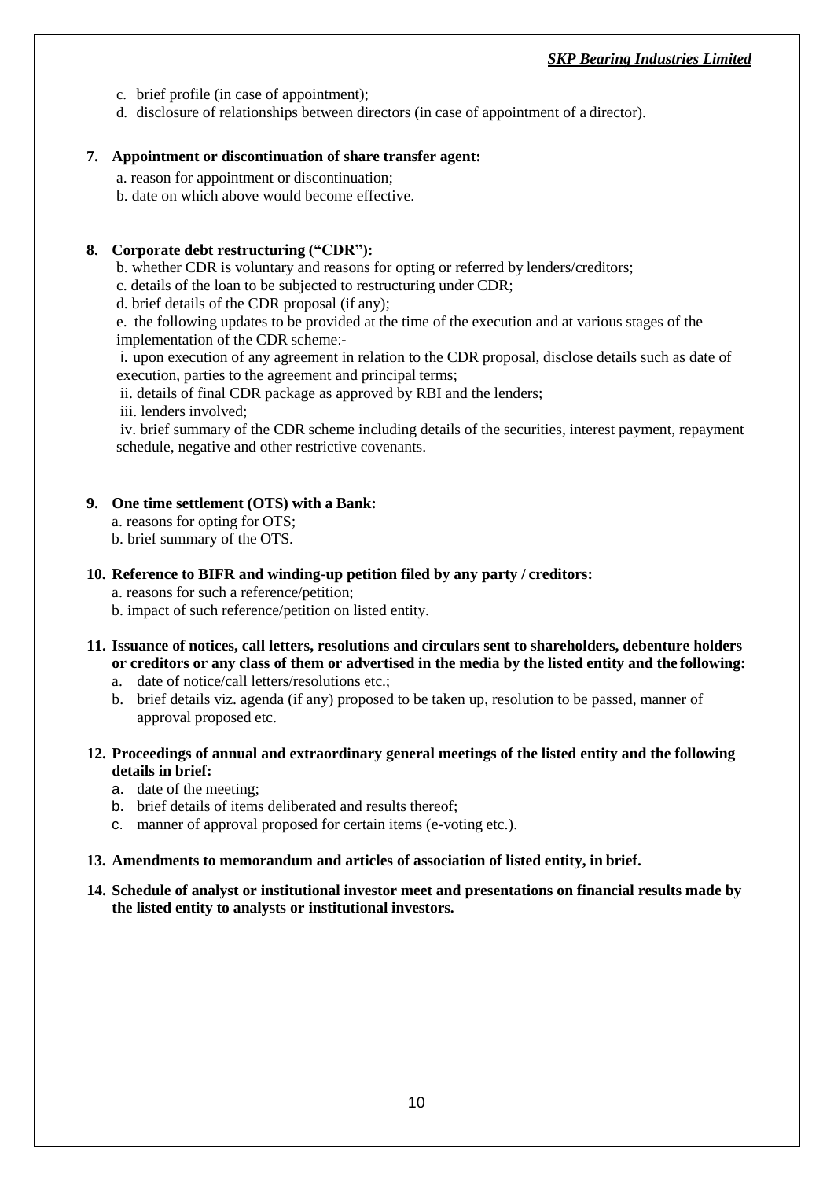c. brief profile (in case of appointment);

d. disclosure of relationships between directors (in case of appointment of a director).

**7. Appointment or discontinuation of share transfer agent:**

a. reason for appointment or discontinuation;

b. date on which above would become effective.

**8. Corporate debt restructuring ("CDR"):**

b. whether CDR is voluntary and reasons for opting or referred by lenders/creditors;

c. details of the loan to be subjected to restructuring under CDR;

d. brief details of the CDR proposal (if any);

e. the following updates to be provided at the time of the execution and at various stages of the implementation of the CDR scheme:-

i. upon execution of any agreement in relation to the CDR proposal, disclose details such as date of execution, parties to the agreement and principal terms;

ii. details of final CDR package as approved by RBI and the lenders;

iii. lenders involved;

iv. brief summary of the CDR scheme including details of the securities, interest payment, repayment schedule, negative and other restrictive covenants.

**9. One time settlement (OTS) with a Bank:**

a. reasons for opting for OTS;

b. brief summary of the OTS.

**10. Reference to BIFR and winding-up petition filed by any party / creditors:**

a. reasons for such a reference/petition;

b. impact of such reference/petition on listed entity.

**11. Issuance of notices, call letters, resolutions and circulars sent to shareholders, debenture holders or creditors or any class of them or advertised in the media by the listed entity and the following:**

a. date of notice/call letters/resolutions etc.;

b. brief details viz. agenda (if any) proposed to be taken up, resolution to be passed, manner of approval proposed etc.

**12. Proceedings of annual and extraordinary general meetings of the listed entity and the following details in brief:**

a. date of the meeting;

b. brief details of items deliberated and results thereof;

c. manner of approval proposed for certain items (e-voting etc.).

**13. Amendments to memorandum and articles of association of listed entity, in brief.**

**14. Schedule of analyst or institutional investor meet and presentations on financial results made by the listed entity to analysts or institutional investors.**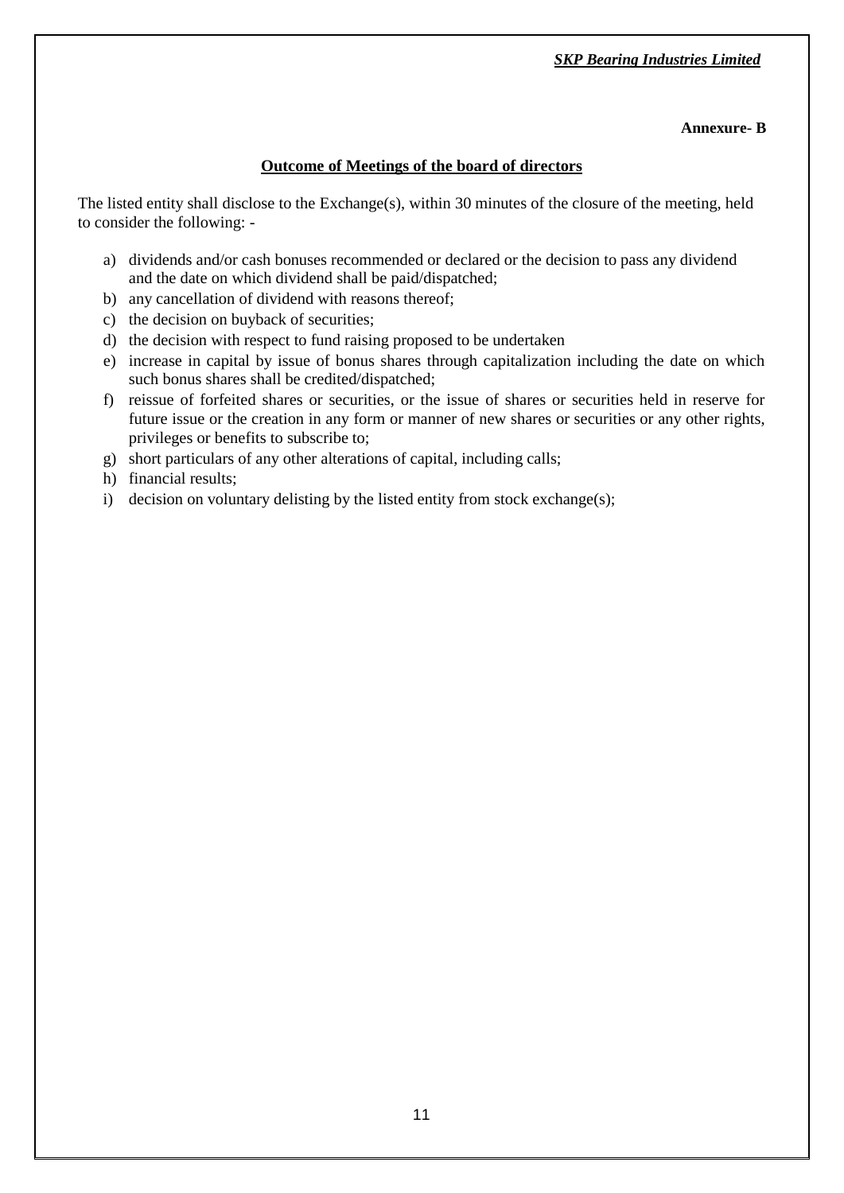**Annexure- B**

## Outcome of Meetings of the board of directors

The listed entity shall disclose to the Exchange(s), within 30 minutes of the closure of the meeting, held to consider the following: -

a) dividends and/or cash bonuses recommended or declared or the decision to pass any dividend and the date on which dividend shall be paid/dispatched;
b) any cancellation of dividend with reasons thereof;
c) the decision on buyback of securities;
d) the decision with respect to fund raising proposed to be undertaken
e) increase in capital by issue of bonus shares through capitalization including the date on which such bonus shares shall be credited/dispatched;
f) reissue of forfeited shares or securities, or the issue of shares or securities held in reserve for future issue or the creation in any form or manner of new shares or securities or any other rights, privileges or benefits to subscribe to;
g) short particulars of any other alterations of capital, including calls;
h) financial results;
i) decision on voluntary delisting by the listed entity from stock exchange(s);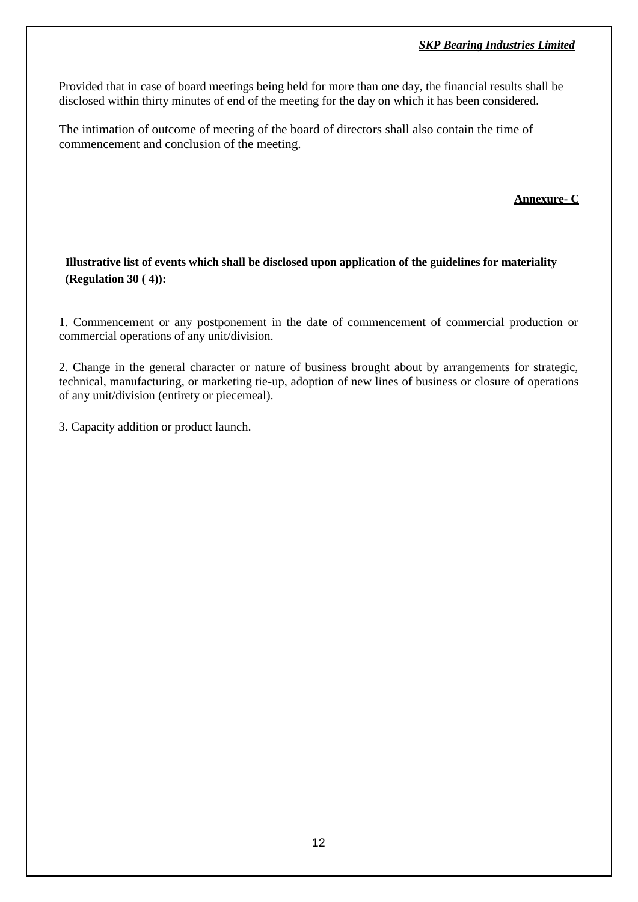Provided that in case of board meetings being held for more than one day, the financial results shall be disclosed within thirty minutes of end of the meeting for the day on which it has been considered.

The intimation of outcome of meeting of the board of directors shall also contain the time of commencement and conclusion of the meeting.

**Annexure- C**

**Illustrative list of events which shall be disclosed upon application of the guidelines for materiality (Regulation 30 ( 4)):**

1. Commencement or any postponement in the date of commencement of commercial production or commercial operations of any unit/division.

2. Change in the general character or nature of business brought about by arrangements for strategic, technical, manufacturing, or marketing tie-up, adoption of new lines of business or closure of operations of any unit/division (entirety or piecemeal).

3. Capacity addition or product launch.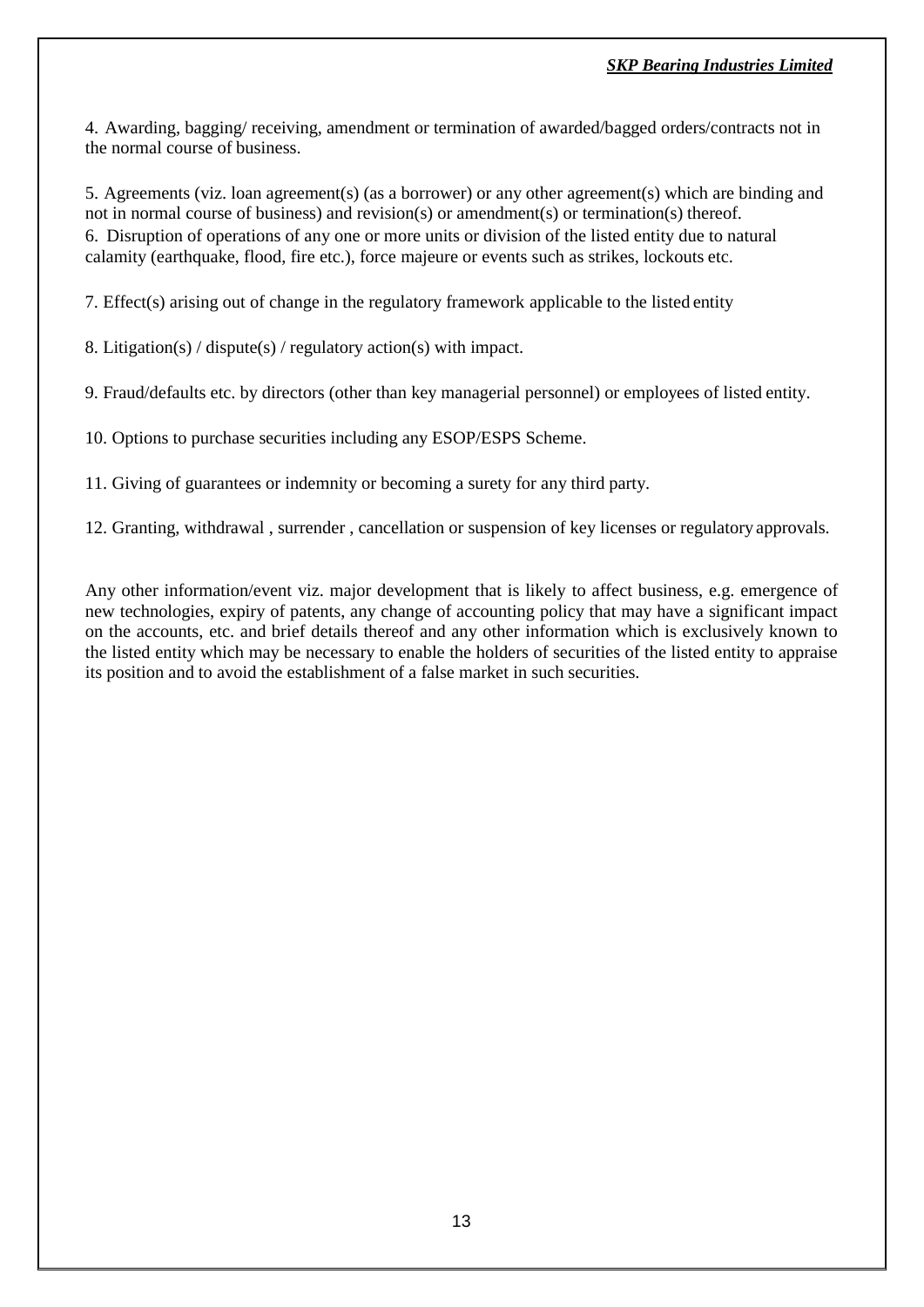4. Awarding, bagging/ receiving, amendment or termination of awarded/bagged orders/contracts not in the normal course of business.

5. Agreements (viz. loan agreement(s) (as a borrower) or any other agreement(s) which are binding and not in normal course of business) and revision(s) or amendment(s) or termination(s) thereof.

6. Disruption of operations of any one or more units or division of the listed entity due to natural calamity (earthquake, flood, fire etc.), force majeure or events such as strikes, lockouts etc.

7. Effect(s) arising out of change in the regulatory framework applicable to the listed entity

8. Litigation(s) / dispute(s) / regulatory action(s) with impact.

9. Fraud/defaults etc. by directors (other than key managerial personnel) or employees of listed entity.

10. Options to purchase securities including any ESOP/ESPS Scheme.

11. Giving of guarantees or indemnity or becoming a surety for any third party.

12. Granting, withdrawal , surrender , cancellation or suspension of key licenses or regulatory approvals.

Any other information/event viz. major development that is likely to affect business, e.g. emergence of new technologies, expiry of patents, any change of accounting policy that may have a significant impact on the accounts, etc. and brief details thereof and any other information which is exclusively known to the listed entity which may be necessary to enable the holders of securities of the listed entity to appraise its position and to avoid the establishment of a false market in such securities.